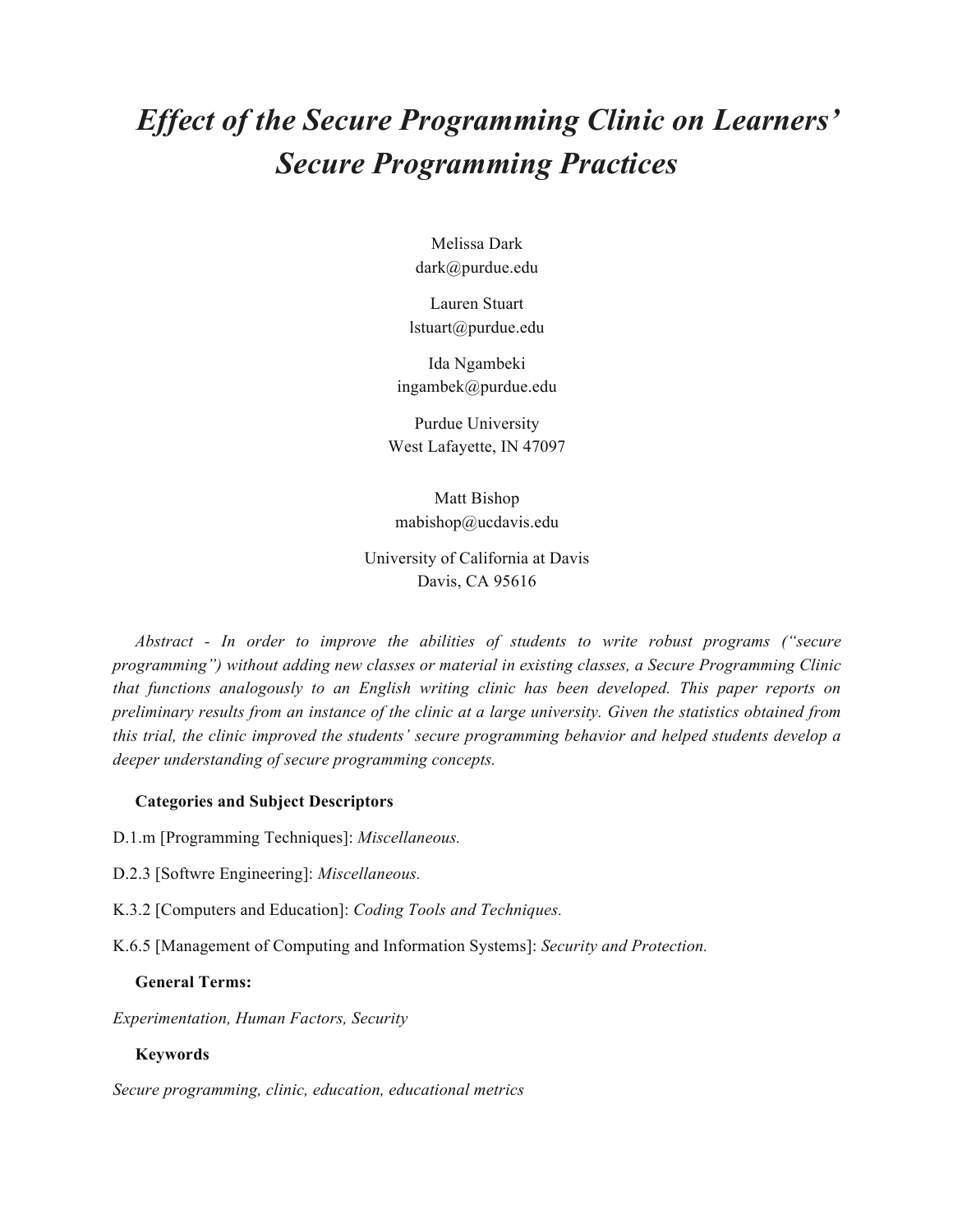# *Effect of the Secure Programming Clinic on Learners' Secure Programming Practices*

Melissa Dark
dark@purdue.edu

Lauren Stuart
lstuart@purdue.edu

Ida Ngambeki
ingambek@purdue.edu

Purdue University
West Lafayette, IN 47097

Matt Bishop
mabishop@ucdavis.edu

University of California at Davis
Davis, CA 95616

*Abstract - In order to improve the abilities of students to write robust programs ("secure programming") without adding new classes or material in existing classes, a Secure Programming Clinic that functions analogously to an English writing clinic has been developed. This paper reports on preliminary results from an instance of the clinic at a large university. Given the statistics obtained from this trial, the clinic improved the students' secure programming behavior and helped students develop a deeper understanding of secure programming concepts.*

**Categories and Subject Descriptors**

D.1.m [Programming Techniques]: *Miscellaneous.*

D.2.3 [Softwre Engineering]: *Miscellaneous.*

K.3.2 [Computers and Education]: *Coding Tools and Techniques.*

K.6.5 [Management of Computing and Information Systems]: *Security and Protection.*

**General Terms:**

*Experimentation, Human Factors, Security*

**Keywords**

*Secure programming, clinic, education, educational metrics*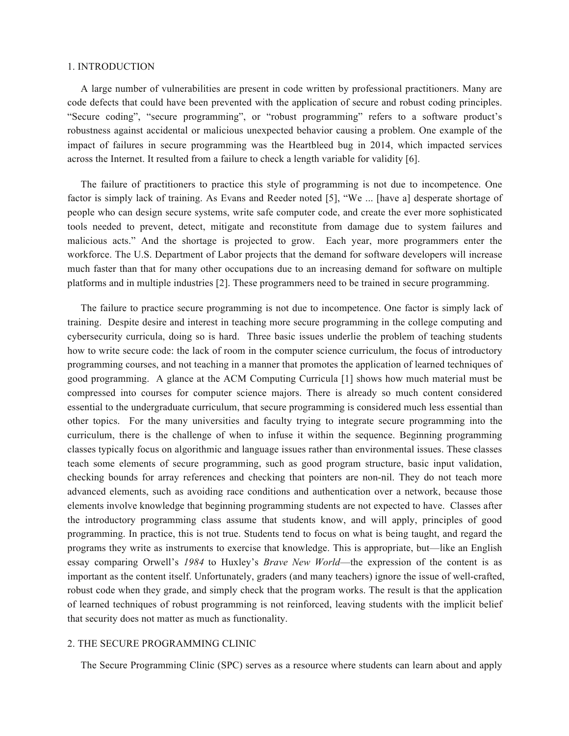## 1. INTRODUCTION

A large number of vulnerabilities are present in code written by professional practitioners. Many are code defects that could have been prevented with the application of secure and robust coding principles. "Secure coding", "secure programming", or "robust programming" refers to a software product's robustness against accidental or malicious unexpected behavior causing a problem. One example of the impact of failures in secure programming was the Heartbleed bug in 2014, which impacted services across the Internet. It resulted from a failure to check a length variable for validity [6].

The failure of practitioners to practice this style of programming is not due to incompetence. One factor is simply lack of training. As Evans and Reeder noted [5], "We ... [have a] desperate shortage of people who can design secure systems, write safe computer code, and create the ever more sophisticated tools needed to prevent, detect, mitigate and reconstitute from damage due to system failures and malicious acts." And the shortage is projected to grow. Each year, more programmers enter the workforce. The U.S. Department of Labor projects that the demand for software developers will increase much faster than that for many other occupations due to an increasing demand for software on multiple platforms and in multiple industries [2]. These programmers need to be trained in secure programming.

The failure to practice secure programming is not due to incompetence. One factor is simply lack of training. Despite desire and interest in teaching more secure programming in the college computing and cybersecurity curricula, doing so is hard. Three basic issues underlie the problem of teaching students how to write secure code: the lack of room in the computer science curriculum, the focus of introductory programming courses, and not teaching in a manner that promotes the application of learned techniques of good programming. A glance at the ACM Computing Curricula [1] shows how much material must be compressed into courses for computer science majors. There is already so much content considered essential to the undergraduate curriculum, that secure programming is considered much less essential than other topics. For the many universities and faculty trying to integrate secure programming into the curriculum, there is the challenge of when to infuse it within the sequence. Beginning programming classes typically focus on algorithmic and language issues rather than environmental issues. These classes teach some elements of secure programming, such as good program structure, basic input validation, checking bounds for array references and checking that pointers are non-nil. They do not teach more advanced elements, such as avoiding race conditions and authentication over a network, because those elements involve knowledge that beginning programming students are not expected to have. Classes after the introductory programming class assume that students know, and will apply, principles of good programming. In practice, this is not true. Students tend to focus on what is being taught, and regard the programs they write as instruments to exercise that knowledge. This is appropriate, but—like an English essay comparing Orwell's *1984* to Huxley's *Brave New World*—the expression of the content is as important as the content itself. Unfortunately, graders (and many teachers) ignore the issue of well-crafted, robust code when they grade, and simply check that the program works. The result is that the application of learned techniques of robust programming is not reinforced, leaving students with the implicit belief that security does not matter as much as functionality.

## 2. THE SECURE PROGRAMMING CLINIC

The Secure Programming Clinic (SPC) serves as a resource where students can learn about and apply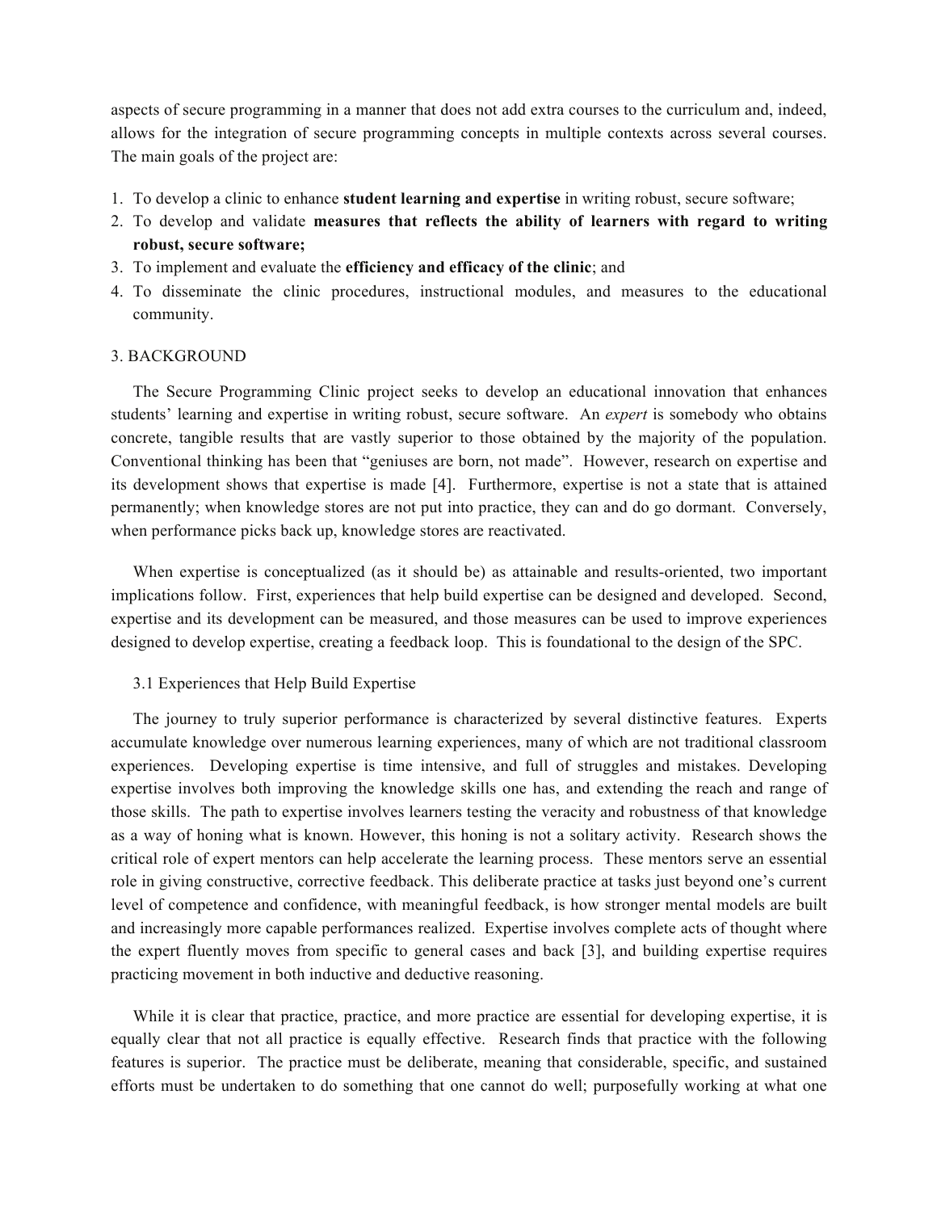aspects of secure programming in a manner that does not add extra courses to the curriculum and, indeed, allows for the integration of secure programming concepts in multiple contexts across several courses. The main goals of the project are:

1. To develop a clinic to enhance **student learning and expertise** in writing robust, secure software;
2. To develop and validate **measures that reflects the ability of learners with regard to writing robust, secure software;**
3. To implement and evaluate the **efficiency and efficacy of the clinic**; and
4. To disseminate the clinic procedures, instructional modules, and measures to the educational community.

## 3. BACKGROUND

The Secure Programming Clinic project seeks to develop an educational innovation that enhances students' learning and expertise in writing robust, secure software. An *expert* is somebody who obtains concrete, tangible results that are vastly superior to those obtained by the majority of the population. Conventional thinking has been that "geniuses are born, not made". However, research on expertise and its development shows that expertise is made [4]. Furthermore, expertise is not a state that is attained permanently; when knowledge stores are not put into practice, they can and do go dormant. Conversely, when performance picks back up, knowledge stores are reactivated.

When expertise is conceptualized (as it should be) as attainable and results-oriented, two important implications follow. First, experiences that help build expertise can be designed and developed. Second, expertise and its development can be measured, and those measures can be used to improve experiences designed to develop expertise, creating a feedback loop. This is foundational to the design of the SPC.

### 3.1 Experiences that Help Build Expertise

The journey to truly superior performance is characterized by several distinctive features. Experts accumulate knowledge over numerous learning experiences, many of which are not traditional classroom experiences. Developing expertise is time intensive, and full of struggles and mistakes. Developing expertise involves both improving the knowledge skills one has, and extending the reach and range of those skills. The path to expertise involves learners testing the veracity and robustness of that knowledge as a way of honing what is known. However, this honing is not a solitary activity. Research shows the critical role of expert mentors can help accelerate the learning process. These mentors serve an essential role in giving constructive, corrective feedback. This deliberate practice at tasks just beyond one's current level of competence and confidence, with meaningful feedback, is how stronger mental models are built and increasingly more capable performances realized. Expertise involves complete acts of thought where the expert fluently moves from specific to general cases and back [3], and building expertise requires practicing movement in both inductive and deductive reasoning.

While it is clear that practice, practice, and more practice are essential for developing expertise, it is equally clear that not all practice is equally effective. Research finds that practice with the following features is superior. The practice must be deliberate, meaning that considerable, specific, and sustained efforts must be undertaken to do something that one cannot do well; purposefully working at what one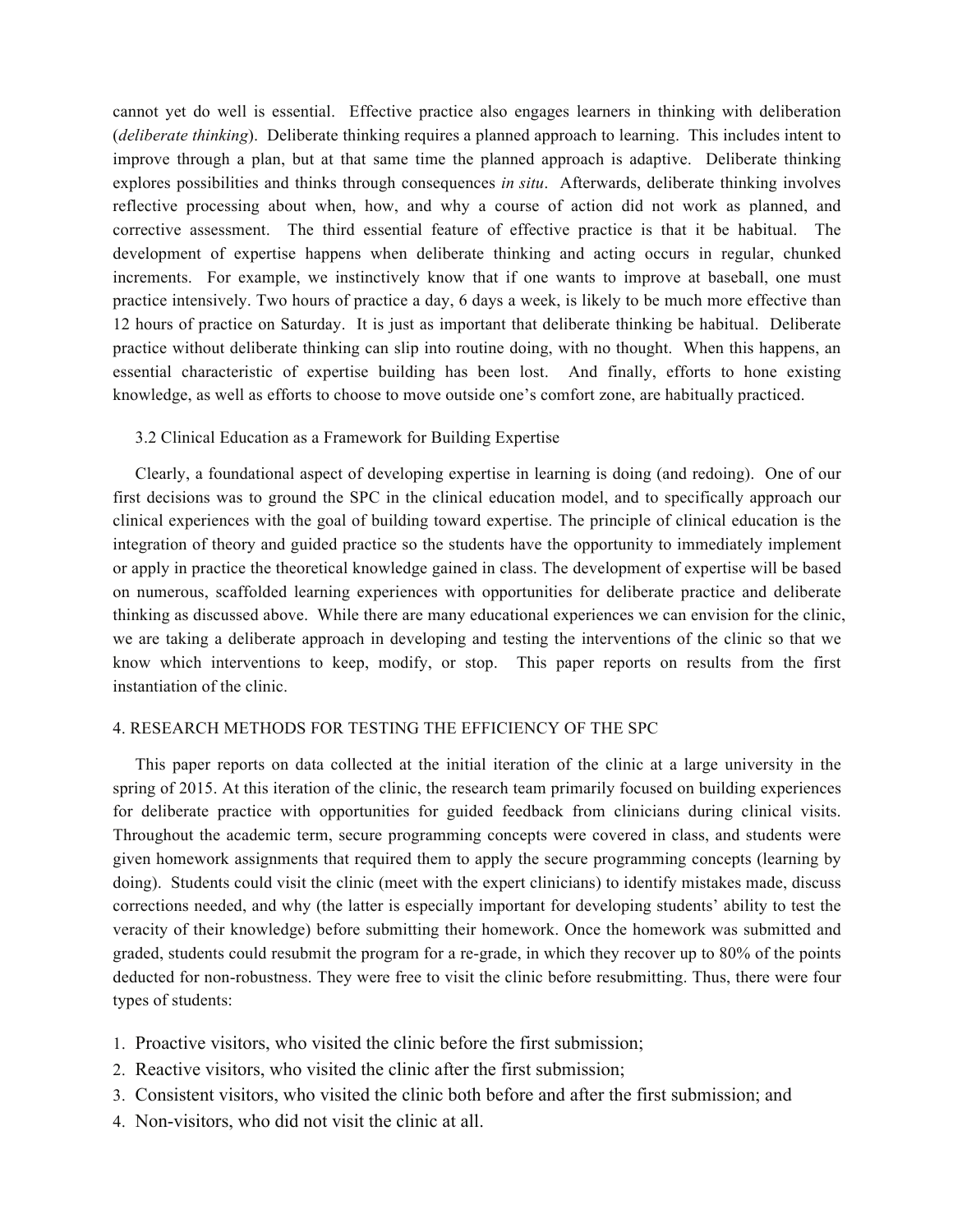cannot yet do well is essential. Effective practice also engages learners in thinking with deliberation (*deliberate thinking*). Deliberate thinking requires a planned approach to learning. This includes intent to improve through a plan, but at that same time the planned approach is adaptive. Deliberate thinking explores possibilities and thinks through consequences *in situ*. Afterwards, deliberate thinking involves reflective processing about when, how, and why a course of action did not work as planned, and corrective assessment. The third essential feature of effective practice is that it be habitual. The development of expertise happens when deliberate thinking and acting occurs in regular, chunked increments. For example, we instinctively know that if one wants to improve at baseball, one must practice intensively. Two hours of practice a day, 6 days a week, is likely to be much more effective than 12 hours of practice on Saturday. It is just as important that deliberate thinking be habitual. Deliberate practice without deliberate thinking can slip into routine doing, with no thought. When this happens, an essential characteristic of expertise building has been lost. And finally, efforts to hone existing knowledge, as well as efforts to choose to move outside one's comfort zone, are habitually practiced.

### 3.2 Clinical Education as a Framework for Building Expertise

Clearly, a foundational aspect of developing expertise in learning is doing (and redoing). One of our first decisions was to ground the SPC in the clinical education model, and to specifically approach our clinical experiences with the goal of building toward expertise. The principle of clinical education is the integration of theory and guided practice so the students have the opportunity to immediately implement or apply in practice the theoretical knowledge gained in class. The development of expertise will be based on numerous, scaffolded learning experiences with opportunities for deliberate practice and deliberate thinking as discussed above. While there are many educational experiences we can envision for the clinic, we are taking a deliberate approach in developing and testing the interventions of the clinic so that we know which interventions to keep, modify, or stop. This paper reports on results from the first instantiation of the clinic.

## 4. RESEARCH METHODS FOR TESTING THE EFFICIENCY OF THE SPC

This paper reports on data collected at the initial iteration of the clinic at a large university in the spring of 2015. At this iteration of the clinic, the research team primarily focused on building experiences for deliberate practice with opportunities for guided feedback from clinicians during clinical visits. Throughout the academic term, secure programming concepts were covered in class, and students were given homework assignments that required them to apply the secure programming concepts (learning by doing). Students could visit the clinic (meet with the expert clinicians) to identify mistakes made, discuss corrections needed, and why (the latter is especially important for developing students' ability to test the veracity of their knowledge) before submitting their homework. Once the homework was submitted and graded, students could resubmit the program for a re-grade, in which they recover up to 80% of the points deducted for non-robustness. They were free to visit the clinic before resubmitting. Thus, there were four types of students:

1. Proactive visitors, who visited the clinic before the first submission;
2. Reactive visitors, who visited the clinic after the first submission;
3. Consistent visitors, who visited the clinic both before and after the first submission; and
4. Non-visitors, who did not visit the clinic at all.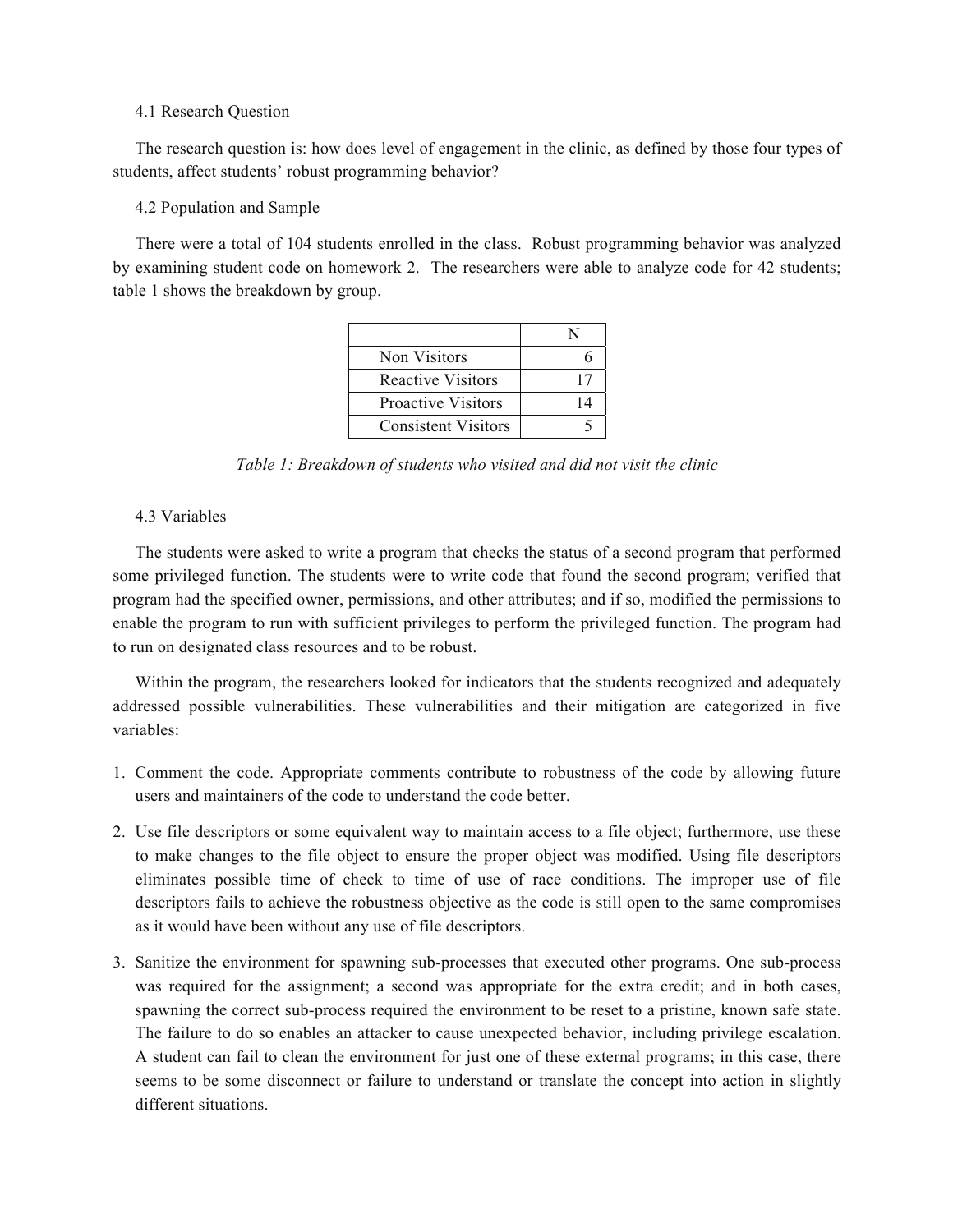### 4.1 Research Question

The research question is: how does level of engagement in the clinic, as defined by those four types of students, affect students' robust programming behavior?

### 4.2 Population and Sample

There were a total of 104 students enrolled in the class. Robust programming behavior was analyzed by examining student code on homework 2. The researchers were able to analyze code for 42 students; table 1 shows the breakdown by group.

| | N |
|---|---|
| Non Visitors | 6 |
| Reactive Visitors | 17 |
| Proactive Visitors | 14 |
| Consistent Visitors | 5 |

*Table 1: Breakdown of students who visited and did not visit the clinic*

### 4.3 Variables

The students were asked to write a program that checks the status of a second program that performed some privileged function. The students were to write code that found the second program; verified that program had the specified owner, permissions, and other attributes; and if so, modified the permissions to enable the program to run with sufficient privileges to perform the privileged function. The program had to run on designated class resources and to be robust.

Within the program, the researchers looked for indicators that the students recognized and adequately addressed possible vulnerabilities. These vulnerabilities and their mitigation are categorized in five variables:

1. Comment the code. Appropriate comments contribute to robustness of the code by allowing future users and maintainers of the code to understand the code better.

2. Use file descriptors or some equivalent way to maintain access to a file object; furthermore, use these to make changes to the file object to ensure the proper object was modified. Using file descriptors eliminates possible time of check to time of use of race conditions. The improper use of file descriptors fails to achieve the robustness objective as the code is still open to the same compromises as it would have been without any use of file descriptors.

3. Sanitize the environment for spawning sub-processes that executed other programs. One sub-process was required for the assignment; a second was appropriate for the extra credit; and in both cases, spawning the correct sub-process required the environment to be reset to a pristine, known safe state. The failure to do so enables an attacker to cause unexpected behavior, including privilege escalation. A student can fail to clean the environment for just one of these external programs; in this case, there seems to be some disconnect or failure to understand or translate the concept into action in slightly different situations.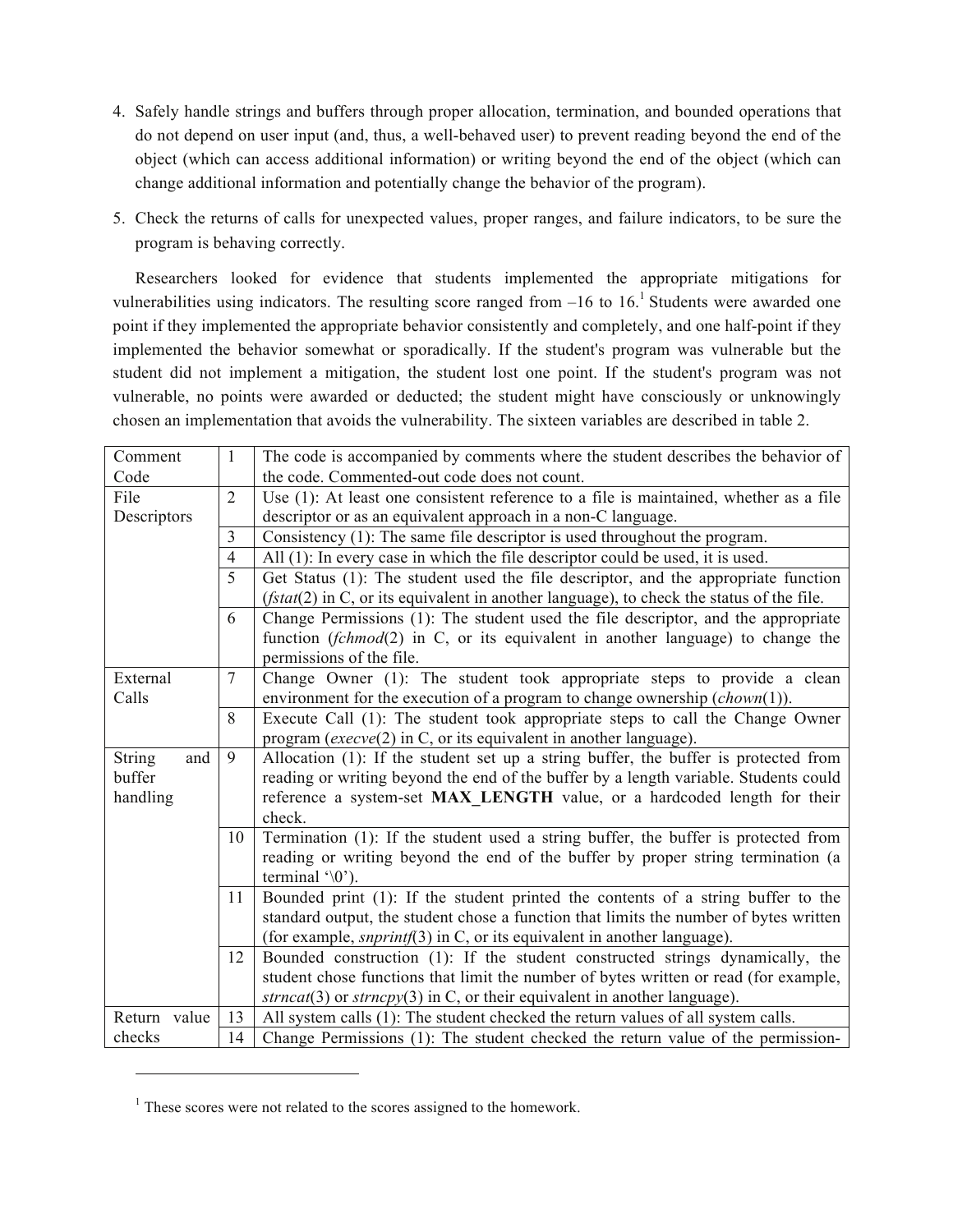4. Safely handle strings and buffers through proper allocation, termination, and bounded operations that do not depend on user input (and, thus, a well-behaved user) to prevent reading beyond the end of the object (which can access additional information) or writing beyond the end of the object (which can change additional information and potentially change the behavior of the program).

5. Check the returns of calls for unexpected values, proper ranges, and failure indicators, to be sure the program is behaving correctly.

Researchers looked for evidence that students implemented the appropriate mitigations for vulnerabilities using indicators. The resulting score ranged from –16 to 16.[1] Students were awarded one point if they implemented the appropriate behavior consistently and completely, and one half-point if they implemented the behavior somewhat or sporadically. If the student's program was vulnerable but the student did not implement a mitigation, the student lost one point. If the student's program was not vulnerable, no points were awarded or deducted; the student might have consciously or unknowingly chosen an implementation that avoids the vulnerability. The sixteen variables are described in table 2.

| | | |
|---|---|---|
| Comment Code | 1 | The code is accompanied by comments where the student describes the behavior of the code. Commented-out code does not count. |
| File Descriptors | 2 | Use (1): At least one consistent reference to a file is maintained, whether as a file descriptor or as an equivalent approach in a non-C language. |
| | 3 | Consistency (1): The same file descriptor is used throughout the program. |
| | 4 | All (1): In every case in which the file descriptor could be used, it is used. |
| | 5 | Get Status (1): The student used the file descriptor, and the appropriate function (*fstat*(2) in C, or its equivalent in another language), to check the status of the file. |
| | 6 | Change Permissions (1): The student used the file descriptor, and the appropriate function (*fchmod*(2) in C, or its equivalent in another language) to change the permissions of the file. |
| External Calls | 7 | Change Owner (1): The student took appropriate steps to provide a clean environment for the execution of a program to change ownership (*chown*(1)). |
| | 8 | Execute Call (1): The student took appropriate steps to call the Change Owner program (*execve*(2) in C, or its equivalent in another language). |
| String and buffer handling | 9 | Allocation (1): If the student set up a string buffer, the buffer is protected from reading or writing beyond the end of the buffer by a length variable. Students could reference a system-set **MAX_LENGTH** value, or a hardcoded length for their check. |
| | 10 | Termination (1): If the student used a string buffer, the buffer is protected from reading or writing beyond the end of the buffer by proper string termination (a terminal '\0'). |
| | 11 | Bounded print (1): If the student printed the contents of a string buffer to the standard output, the student chose a function that limits the number of bytes written (for example, *snprintf*(3) in C, or its equivalent in another language). |
| | 12 | Bounded construction (1): If the student constructed strings dynamically, the student chose functions that limit the number of bytes written or read (for example, *strncat*(3) or *strncpy*(3) in C, or their equivalent in another language). |
| Return value checks | 13 | All system calls (1): The student checked the return values of all system calls. |
| | 14 | Change Permissions (1): The student checked the return value of the permission- |

[1] These scores were not related to the scores assigned to the homework.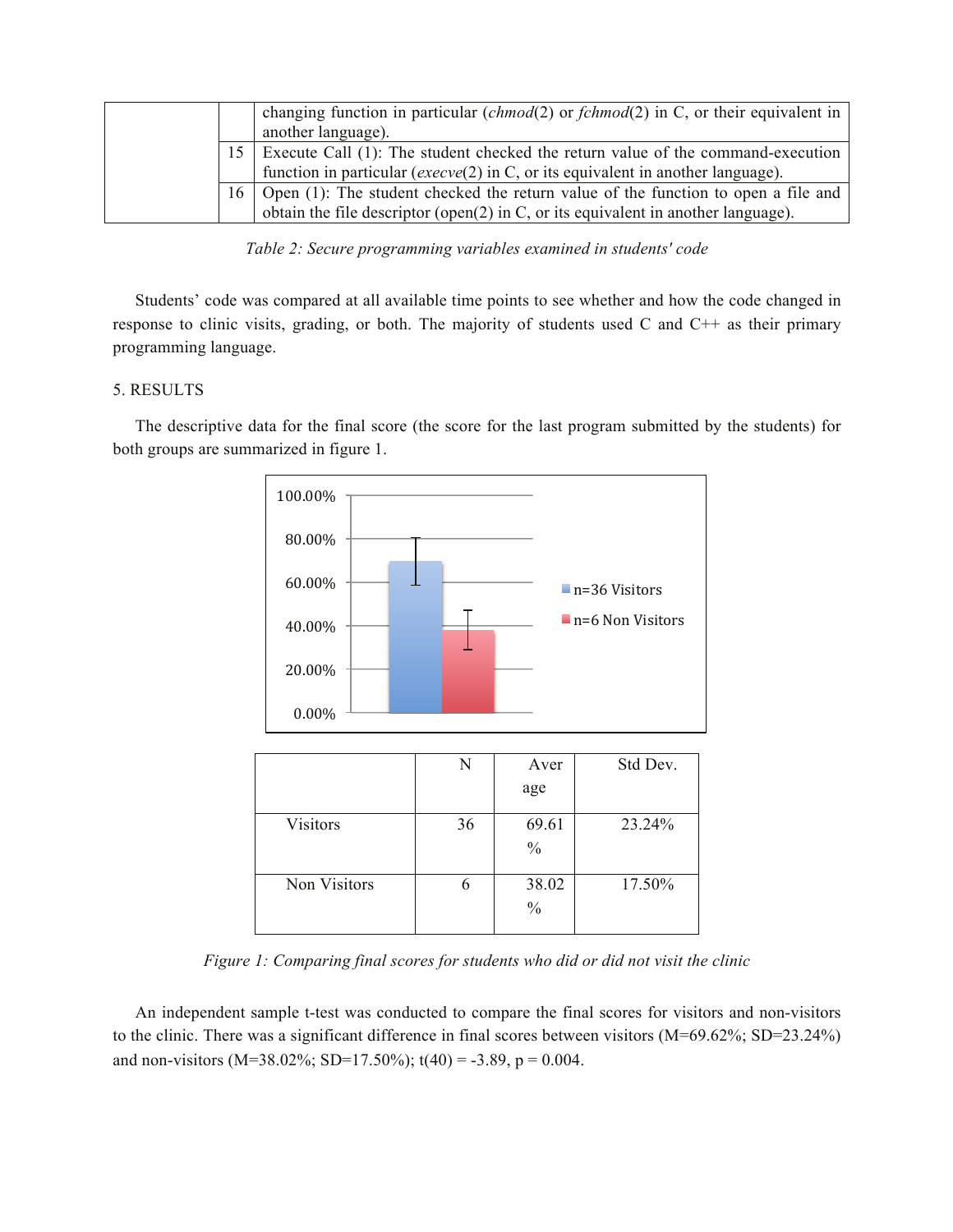| | | changing function in particular (*chmod*(2) or *fchmod*(2) in C, or their equivalent in another language). |
|---|---|---|
| | 15 | Execute Call (1): The student checked the return value of the command-execution function in particular (*execve*(2) in C, or its equivalent in another language). |
| | 16 | Open (1): The student checked the return value of the function to open a file and obtain the file descriptor (open(2) in C, or its equivalent in another language). |

*Table 2: Secure programming variables examined in students' code*

Students' code was compared at all available time points to see whether and how the code changed in response to clinic visits, grading, or both. The majority of students used C and C++ as their primary programming language.

## 5. RESULTS

The descriptive data for the final score (the score for the last program submitted by the students) for both groups are summarized in figure 1.

| | N | Average | Std Dev. |
|---|---|---|---|
| Visitors | 36 | 69.61 % | 23.24% |
| Non Visitors | 6 | 38.02 % | 17.50% |

*Figure 1: Comparing final scores for students who did or did not visit the clinic*

An independent sample t-test was conducted to compare the final scores for visitors and non-visitors to the clinic. There was a significant difference in final scores between visitors (M=69.62%; SD=23.24%) and non-visitors (M=38.02%; SD=17.50%); $t(40) = -3.89$, $p = 0.004$.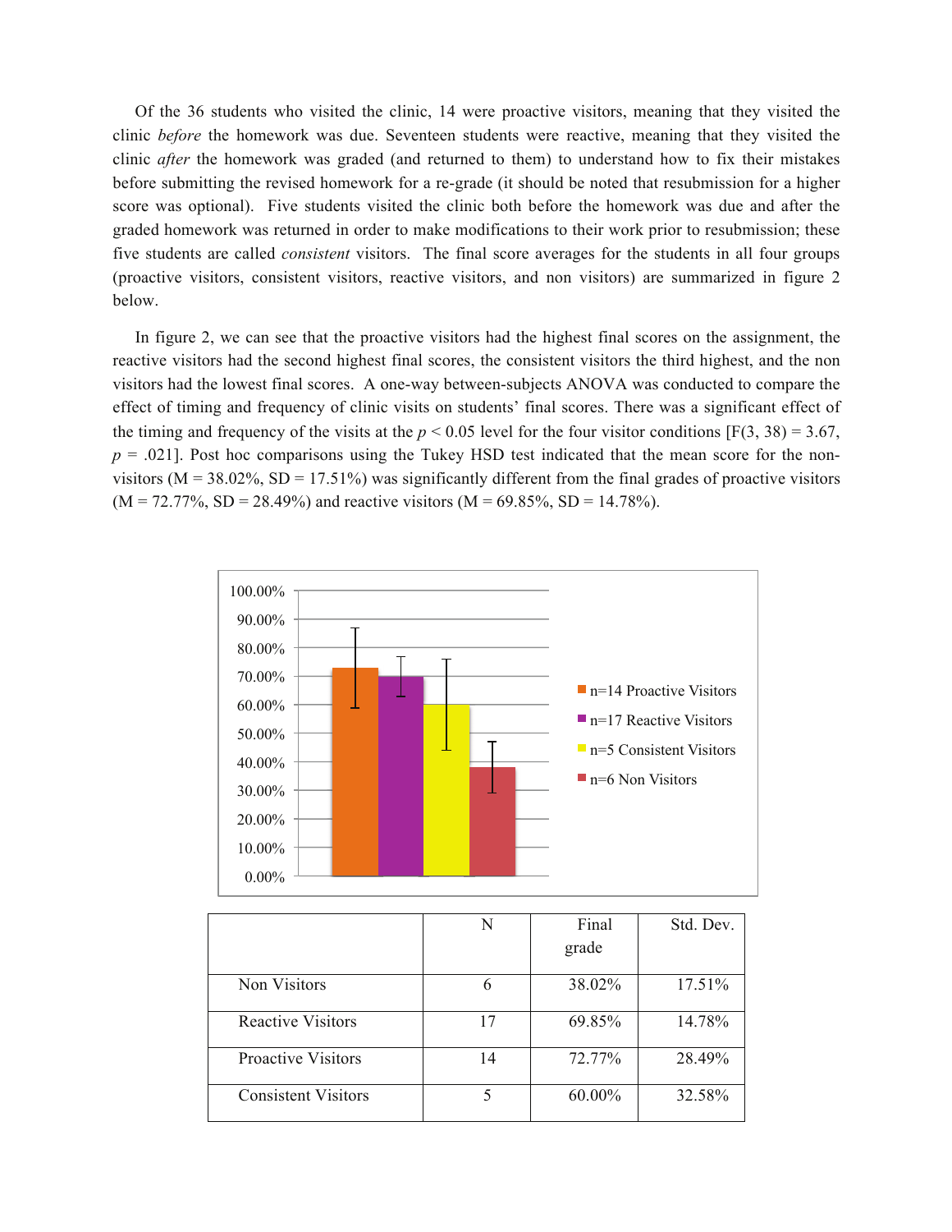Of the 36 students who visited the clinic, 14 were proactive visitors, meaning that they visited the clinic *before* the homework was due. Seventeen students were reactive, meaning that they visited the clinic *after* the homework was graded (and returned to them) to understand how to fix their mistakes before submitting the revised homework for a re-grade (it should be noted that resubmission for a higher score was optional). Five students visited the clinic both before the homework was due and after the graded homework was returned in order to make modifications to their work prior to resubmission; these five students are called *consistent* visitors. The final score averages for the students in all four groups (proactive visitors, consistent visitors, reactive visitors, and non visitors) are summarized in figure 2 below.

In figure 2, we can see that the proactive visitors had the highest final scores on the assignment, the reactive visitors had the second highest final scores, the consistent visitors the third highest, and the non visitors had the lowest final scores. A one-way between-subjects ANOVA was conducted to compare the effect of timing and frequency of clinic visits on students' final scores. There was a significant effect of the timing and frequency of the visits at the $p < 0.05$ level for the four visitor conditions [$F(3, 38) = 3.67$, $p = .021$]. Post hoc comparisons using the Tukey HSD test indicated that the mean score for the non-visitors (M = 38.02%, SD = 17.51%) was significantly different from the final grades of proactive visitors (M = 72.77%, SD = 28.49%) and reactive visitors (M = 69.85%, SD = 14.78%).

|  | N | Final grade | Std. Dev. |
|---|---|---|---|
| Non Visitors | 6 | 38.02% | 17.51% |
| Reactive Visitors | 17 | 69.85% | 14.78% |
| Proactive Visitors | 14 | 72.77% | 28.49% |
| Consistent Visitors | 5 | 60.00% | 32.58% |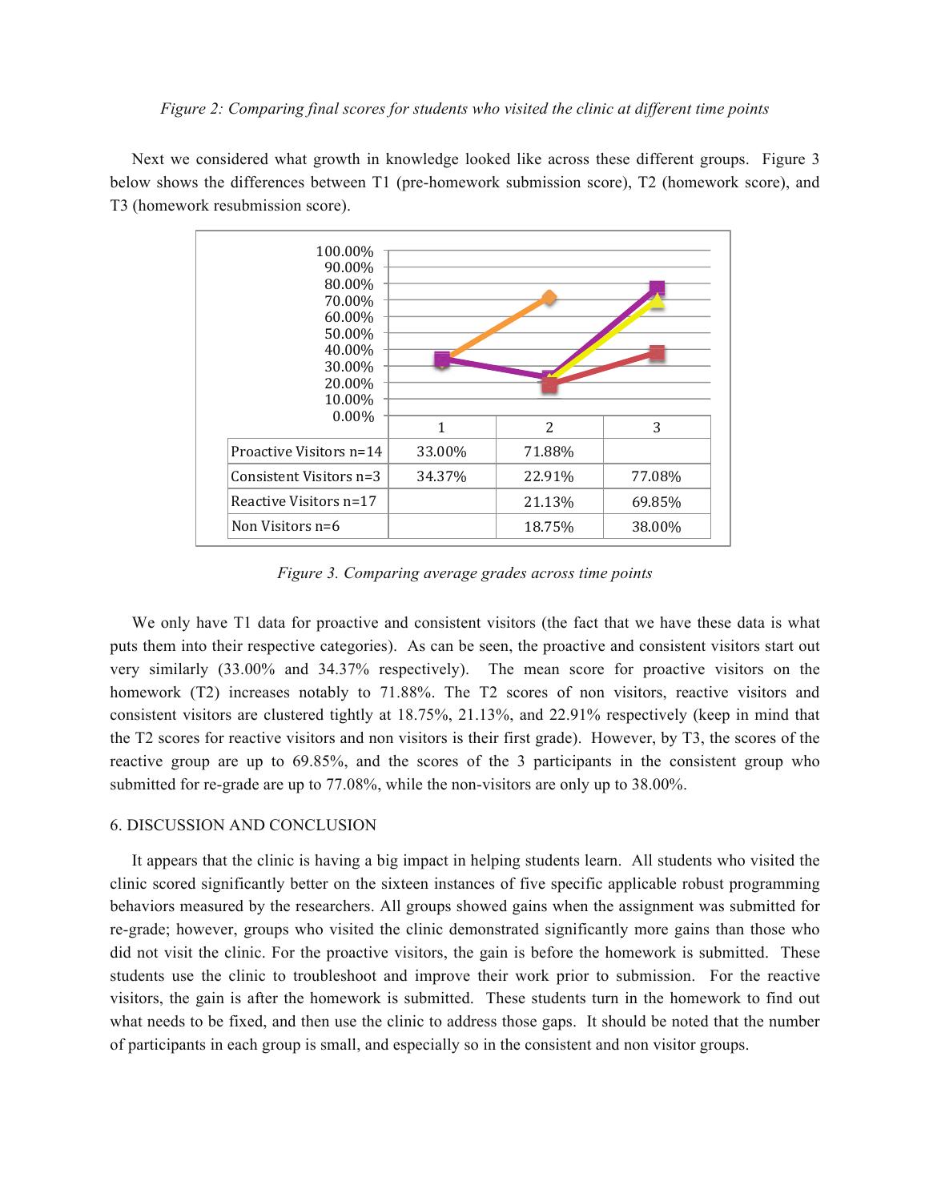*Figure 2: Comparing final scores for students who visited the clinic at different time points*

Next we considered what growth in knowledge looked like across these different groups. Figure 3 below shows the differences between T1 (pre-homework submission score), T2 (homework score), and T3 (homework resubmission score).

| | 1 | 2 | 3 |
|---|---|---|---|
| Proactive Visitors n=14 | 33.00% | 71.88% | |
| Consistent Visitors n=3 | 34.37% | 22.91% | 77.08% |
| Reactive Visitors n=17 | | 21.13% | 69.85% |
| Non Visitors n=6 | | 18.75% | 38.00% |

*Figure 3. Comparing average grades across time points*

We only have T1 data for proactive and consistent visitors (the fact that we have these data is what puts them into their respective categories). As can be seen, the proactive and consistent visitors start out very similarly (33.00% and 34.37% respectively). The mean score for proactive visitors on the homework (T2) increases notably to 71.88%. The T2 scores of non visitors, reactive visitors and consistent visitors are clustered tightly at 18.75%, 21.13%, and 22.91% respectively (keep in mind that the T2 scores for reactive visitors and non visitors is their first grade). However, by T3, the scores of the reactive group are up to 69.85%, and the scores of the 3 participants in the consistent group who submitted for re-grade are up to 77.08%, while the non-visitors are only up to 38.00%.

## 6. DISCUSSION AND CONCLUSION

It appears that the clinic is having a big impact in helping students learn. All students who visited the clinic scored significantly better on the sixteen instances of five specific applicable robust programming behaviors measured by the researchers. All groups showed gains when the assignment was submitted for re-grade; however, groups who visited the clinic demonstrated significantly more gains than those who did not visit the clinic. For the proactive visitors, the gain is before the homework is submitted. These students use the clinic to troubleshoot and improve their work prior to submission. For the reactive visitors, the gain is after the homework is submitted. These students turn in the homework to find out what needs to be fixed, and then use the clinic to address those gaps. It should be noted that the number of participants in each group is small, and especially so in the consistent and non visitor groups.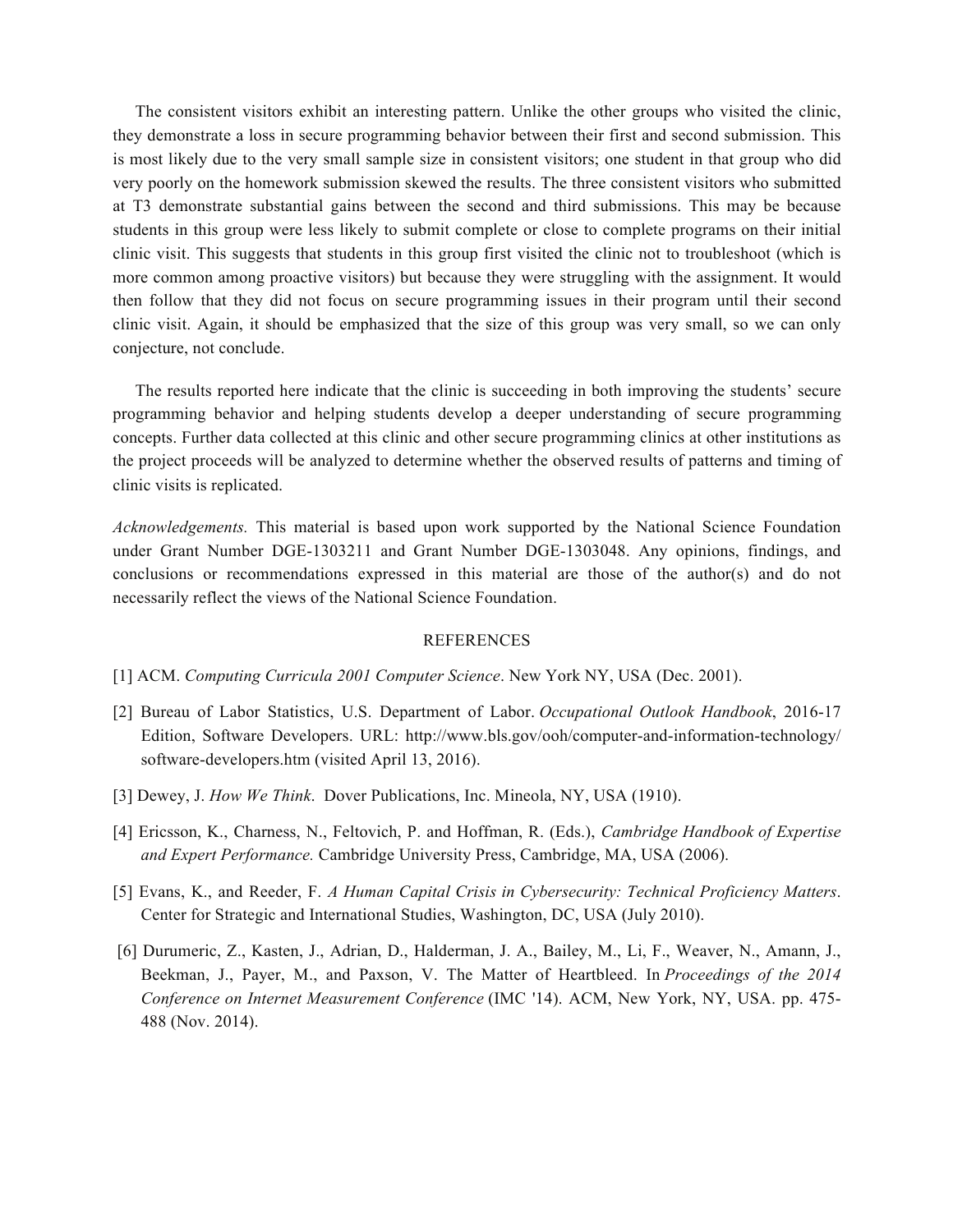The consistent visitors exhibit an interesting pattern. Unlike the other groups who visited the clinic, they demonstrate a loss in secure programming behavior between their first and second submission. This is most likely due to the very small sample size in consistent visitors; one student in that group who did very poorly on the homework submission skewed the results. The three consistent visitors who submitted at T3 demonstrate substantial gains between the second and third submissions. This may be because students in this group were less likely to submit complete or close to complete programs on their initial clinic visit. This suggests that students in this group first visited the clinic not to troubleshoot (which is more common among proactive visitors) but because they were struggling with the assignment. It would then follow that they did not focus on secure programming issues in their program until their second clinic visit. Again, it should be emphasized that the size of this group was very small, so we can only conjecture, not conclude.

The results reported here indicate that the clinic is succeeding in both improving the students' secure programming behavior and helping students develop a deeper understanding of secure programming concepts. Further data collected at this clinic and other secure programming clinics at other institutions as the project proceeds will be analyzed to determine whether the observed results of patterns and timing of clinic visits is replicated.

*Acknowledgements.* This material is based upon work supported by the National Science Foundation under Grant Number DGE-1303211 and Grant Number DGE-1303048. Any opinions, findings, and conclusions or recommendations expressed in this material are those of the author(s) and do not necessarily reflect the views of the National Science Foundation.

## REFERENCES

[1] ACM. *Computing Curricula 2001 Computer Science*. New York NY, USA (Dec. 2001).

[2] Bureau of Labor Statistics, U.S. Department of Labor. *Occupational Outlook Handbook*, 2016-17 Edition, Software Developers. URL: http://www.bls.gov/ooh/computer-and-information-technology/software-developers.htm (visited April 13, 2016).

[3] Dewey, J. *How We Think*. Dover Publications, Inc. Mineola, NY, USA (1910).

[4] Ericsson, K., Charness, N., Feltovich, P. and Hoffman, R. (Eds.), *Cambridge Handbook of Expertise and Expert Performance.* Cambridge University Press, Cambridge, MA, USA (2006).

[5] Evans, K., and Reeder, F. *A Human Capital Crisis in Cybersecurity: Technical Proficiency Matters*. Center for Strategic and International Studies, Washington, DC, USA (July 2010).

[6] Durumeric, Z., Kasten, J., Adrian, D., Halderman, J. A., Bailey, M., Li, F., Weaver, N., Amann, J., Beekman, J., Payer, M., and Paxson, V. The Matter of Heartbleed. In *Proceedings of the 2014 Conference on Internet Measurement Conference* (IMC '14). ACM, New York, NY, USA. pp. 475-488 (Nov. 2014).